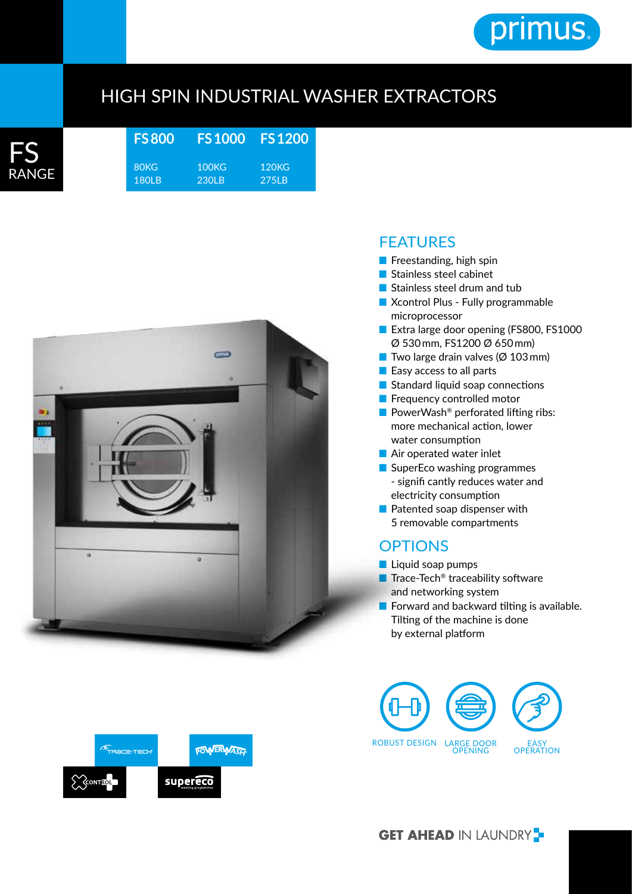primus

# HIGH SPIN INDUSTRIAL WASHER EXTRACTORS

**FS RANGE**

| FS 800 | FS 1000 | FS 1200 |
|---|---|---|
| 80KG<br>180LB | 100KG<br>230LB | 120KG<br>275LB |

## FEATURES

- Freestanding, high spin
- Stainless steel cabinet
- Stainless steel drum and tub
- Xcontrol Plus - Fully programmable microprocessor
- Extra large door opening (FS800, FS1000 Ø 530 mm, FS1200 Ø 650 mm)
- Two large drain valves (Ø 103 mm)
- Easy access to all parts
- Standard liquid soap connections
- Frequency controlled motor
- PowerWash® perforated lifting ribs: more mechanical action, lower water consumption
- Air operated water inlet
- SuperEco washing programmes - significantly reduces water and electricity consumption
- Patented soap dispenser with 5 removable compartments

## OPTIONS

- Liquid soap pumps
- Trace-Tech® traceability software and networking system
- Forward and backward tilting is available. Tilting of the machine is done by external platform

ROBUST DESIGN | LARGE DOOR OPENING | EASY OPERATION

TRACE-TECH | POWERWASH | XCONTROL | supereco

**GET AHEAD** IN LAUNDRY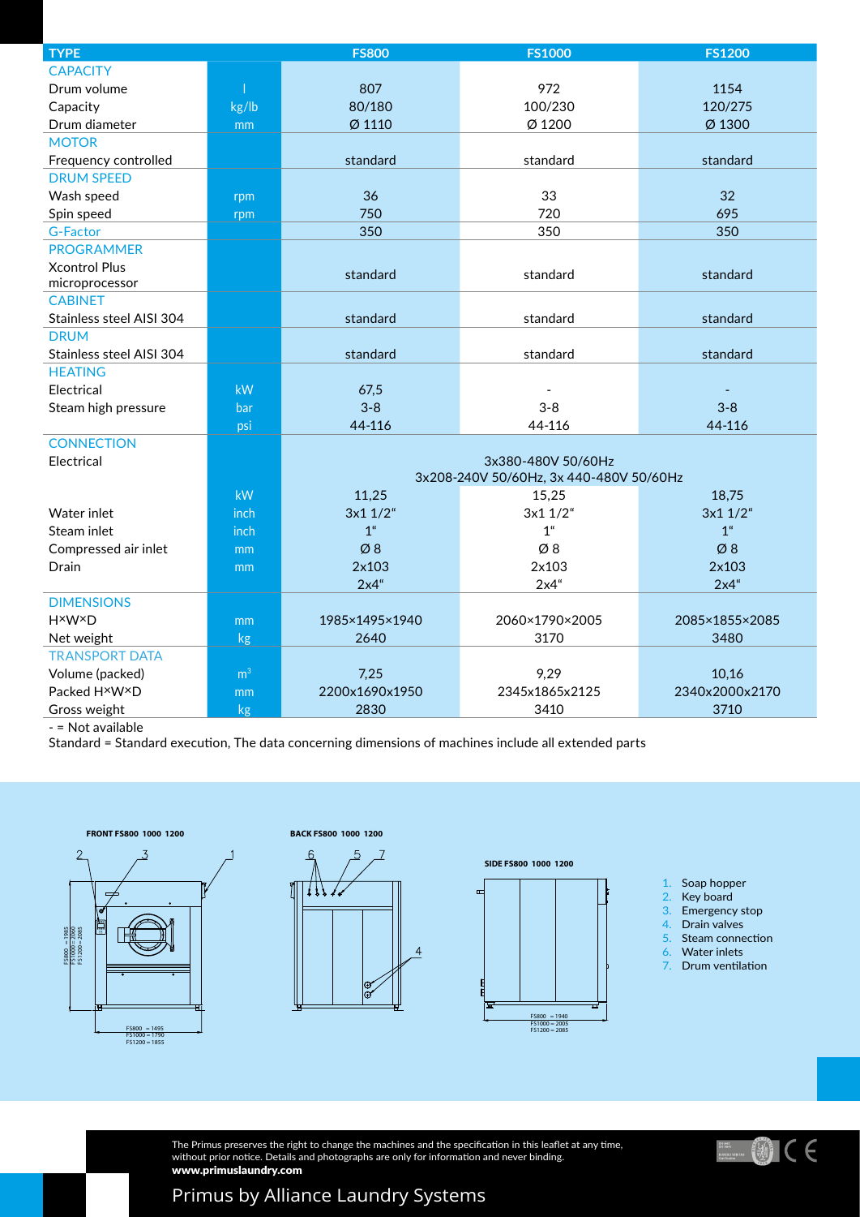| TYPE | | FS800 | FS1000 | FS1200 |
|---|---|---|---|---|
| CAPACITY | | | | |
| Drum volume | l | 807 | 972 | 1154 |
| Capacity | kg/lb | 80/180 | 100/230 | 120/275 |
| Drum diameter | mm | Ø 1110 | Ø 1200 | Ø 1300 |
| MOTOR | | | | |
| Frequency controlled | | standard | standard | standard |
| DRUM SPEED | | | | |
| Wash speed | rpm | 36 | 33 | 32 |
| Spin speed | rpm | 750 | 720 | 695 |
| G-Factor | | 350 | 350 | 350 |
| PROGRAMMER | | | | |
| Xcontrol Plus microprocessor | | standard | standard | standard |
| CABINET | | | | |
| Stainless steel AISI 304 | | standard | standard | standard |
| DRUM | | | | |
| Stainless steel AISI 304 | | standard | standard | standard |
| HEATING | | | | |
| Electrical | kW | 67,5 | - | - |
| Steam high pressure | bar | 3-8 | 3-8 | 3-8 |
| | psi | 44-116 | 44-116 | 44-116 |
| CONNECTION | | | | |
| Electrical | | 3x380-480V 50/60Hz<br>3x208-240V 50/60Hz, 3x 440-480V 50/60Hz | | |
| | kW | 11,25 | 15,25 | 18,75 |
| Water inlet | inch | 3x1 1/2“ | 3x1 1/2“ | 3x1 1/2“ |
| Steam inlet | inch | 1“ | 1“ | 1“ |
| Compressed air inlet | mm | Ø 8 | Ø 8 | Ø 8 |
| Drain | mm | 2x103 | 2x103 | 2x103 |
| | | 2x4“ | 2x4“ | 2x4“ |
| DIMENSIONS | | | | |
| H×W×D | mm | 1985×1495×1940 | 2060×1790×2005 | 2085×1855×2085 |
| Net weight | kg | 2640 | 3170 | 3480 |
| TRANSPORT DATA | | | | |
| Volume (packed) | $m^3$ | 7,25 | 9,29 | 10,16 |
| Packed H×W×D | mm | 2200x1690x1950 | 2345x1865x2125 | 2340x2000x2170 |
| Gross weight | kg | 2830 | 3410 | 3710 |

- = Not available

Standard = Standard execution, The data concerning dimensions of machines include all extended parts

FRONT FS800 1000 1200

FS800 = 1985
FS1000 = 2060
FS1200 = 2085

FS800 = 1495
FS1000 = 1790
FS1200 = 1855

BACK FS800 1000 1200

SIDE FS800 1000 1200

FS800 = 1940
FS1000 = 2005
FS1200 = 2085

1. Soap hopper
2. Key board
3. Emergency stop
4. Drain valves
5. Steam connection
6. Water inlets
7. Drum ventilation

The Primus preserves the right to change the machines and the specification in this leaflet at any time, without prior notice. Details and photographs are only for information and never binding.
**www.primuslaundry.com**

Primus by Alliance Laundry Systems